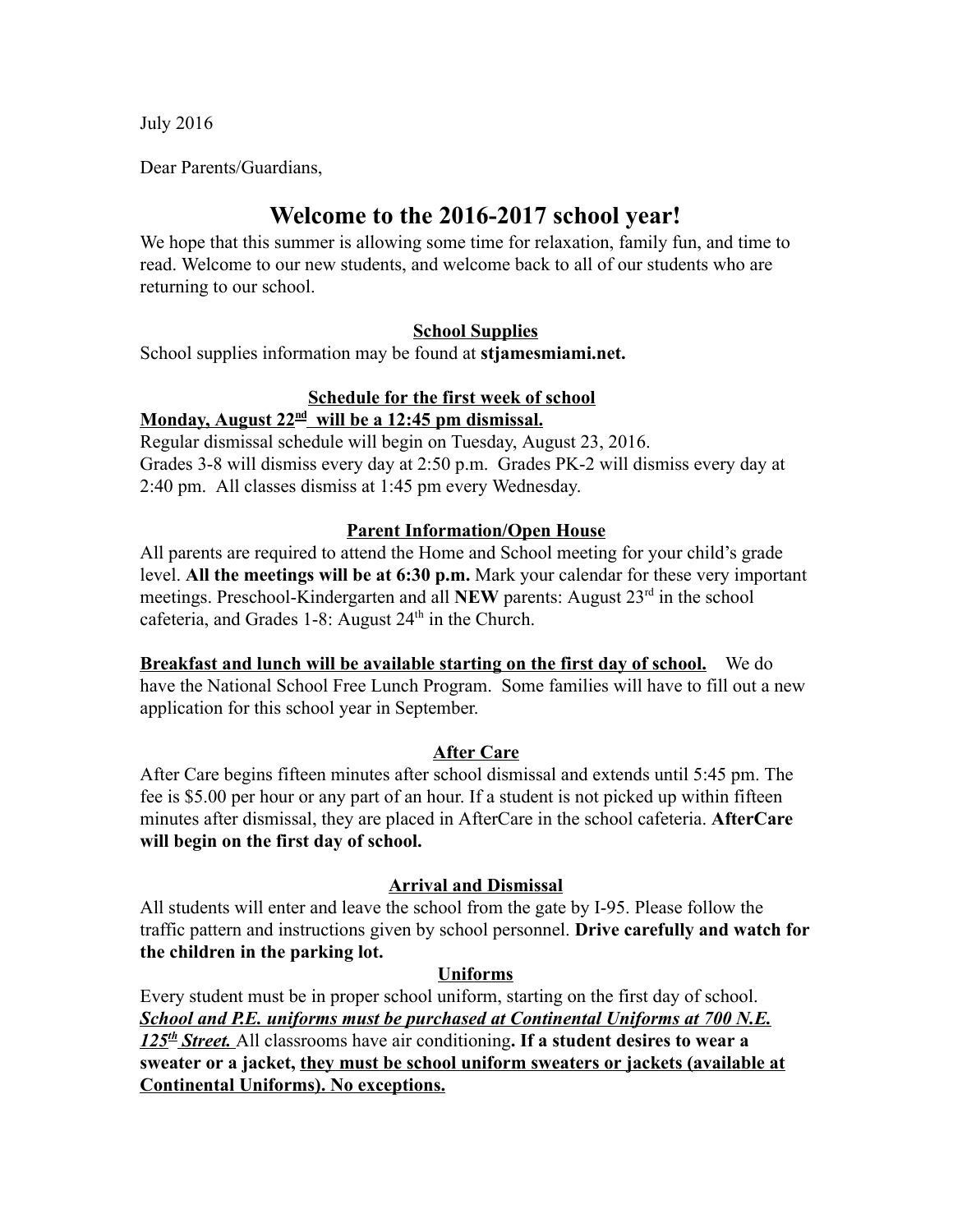July 2016

Dear Parents/Guardians,

# Welcome to the 2016-2017 school year!

We hope that this summer is allowing some time for relaxation, family fun, and time to read. Welcome to our new students, and welcome back to all of our students who are returning to our school.

## School Supplies

School supplies information may be found at **stjamesmiami.net.**

## Schedule for the first week of school

**Monday, August 22nd will be a 12:45 pm dismissal.**

Regular dismissal schedule will begin on Tuesday, August 23, 2016.
Grades 3-8 will dismiss every day at 2:50 p.m. Grades PK-2 will dismiss every day at 2:40 pm. All classes dismiss at 1:45 pm every Wednesday.

## Parent Information/Open House

All parents are required to attend the Home and School meeting for your child's grade level. **All the meetings will be at 6:30 p.m.** Mark your calendar for these very important meetings. Preschool-Kindergarten and all **NEW** parents: August 23rd in the school cafeteria, and Grades 1-8: August 24th in the Church.

**Breakfast and lunch will be available starting on the first day of school.** We do have the National School Free Lunch Program. Some families will have to fill out a new application for this school year in September.

## After Care

After Care begins fifteen minutes after school dismissal and extends until 5:45 pm. The fee is $5.00 per hour or any part of an hour. If a student is not picked up within fifteen minutes after dismissal, they are placed in AfterCare in the school cafeteria. **AfterCare will begin on the first day of school.**

## Arrival and Dismissal

All students will enter and leave the school from the gate by I-95. Please follow the traffic pattern and instructions given by school personnel. **Drive carefully and watch for the children in the parking lot.**

## Uniforms

Every student must be in proper school uniform, starting on the first day of school. ***School and P.E. uniforms must be purchased at Continental Uniforms at 700 N.E. 125th Street.*** All classrooms have air conditioning**. If a student desires to wear a sweater or a jacket, they must be school uniform sweaters or jackets (available at Continental Uniforms). No exceptions.**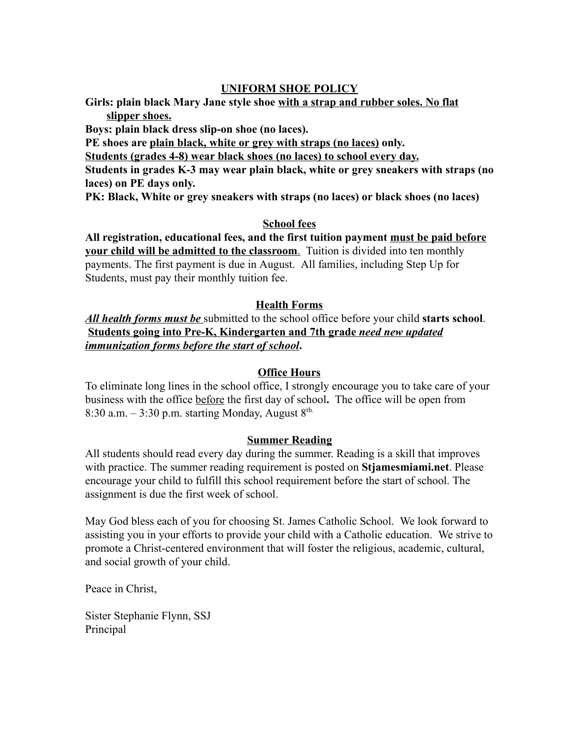## UNIFORM SHOE POLICY

**Girls: plain black Mary Jane style shoe with a strap and rubber soles. No flat slipper shoes.**

**Boys: plain black dress slip-on shoe (no laces).**

**PE shoes are plain black, white or grey with straps (no laces) only.**

**Students (grades 4-8) wear black shoes (no laces) to school every day.**

**Students in grades K-3 may wear plain black, white or grey sneakers with straps (no laces) on PE days only.**

**PK: Black, White or grey sneakers with straps (no laces) or black shoes (no laces)**

## School fees

**All registration, educational fees, and the first tuition payment must be paid before your child will be admitted to the classroom**. Tuition is divided into ten monthly payments. The first payment is due in August. All families, including Step Up for Students, must pay their monthly tuition fee.

## Health Forms

***All health forms must be*** submitted to the school office before your child **starts school**. **Students going into Pre-K, Kindergarten and 7th grade *need new updated immunization forms before the start of school*.**

## Office Hours

To eliminate long lines in the school office, I strongly encourage you to take care of your business with the office before the first day of school**.** The office will be open from 8:30 a.m. – 3:30 p.m. starting Monday, August 8th.

## Summer Reading

All students should read every day during the summer. Reading is a skill that improves with practice. The summer reading requirement is posted on **Stjamesmiami.net**. Please encourage your child to fulfill this school requirement before the start of school. The assignment is due the first week of school.

May God bless each of you for choosing St. James Catholic School. We look forward to assisting you in your efforts to provide your child with a Catholic education. We strive to promote a Christ-centered environment that will foster the religious, academic, cultural, and social growth of your child.

Peace in Christ,

Sister Stephanie Flynn, SSJ
Principal